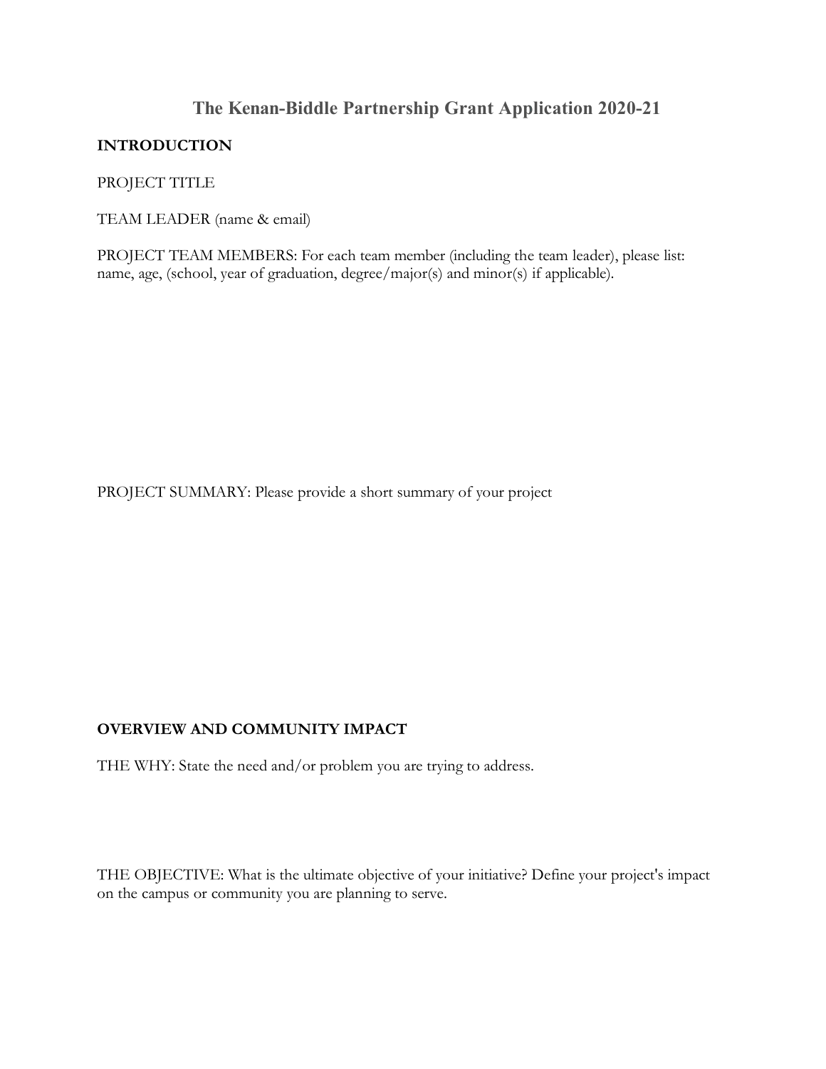# The Kenan-Biddle Partnership Grant Application 2020-21

**INTRODUCTION**

PROJECT TITLE

TEAM LEADER (name & email)

PROJECT TEAM MEMBERS: For each team member (including the team leader), please list: name, age, (school, year of graduation, degree/major(s) and minor(s) if applicable).

PROJECT SUMMARY: Please provide a short summary of your project

**OVERVIEW AND COMMUNITY IMPACT**

THE WHY: State the need and/or problem you are trying to address.

THE OBJECTIVE: What is the ultimate objective of your initiative? Define your project's impact on the campus or community you are planning to serve.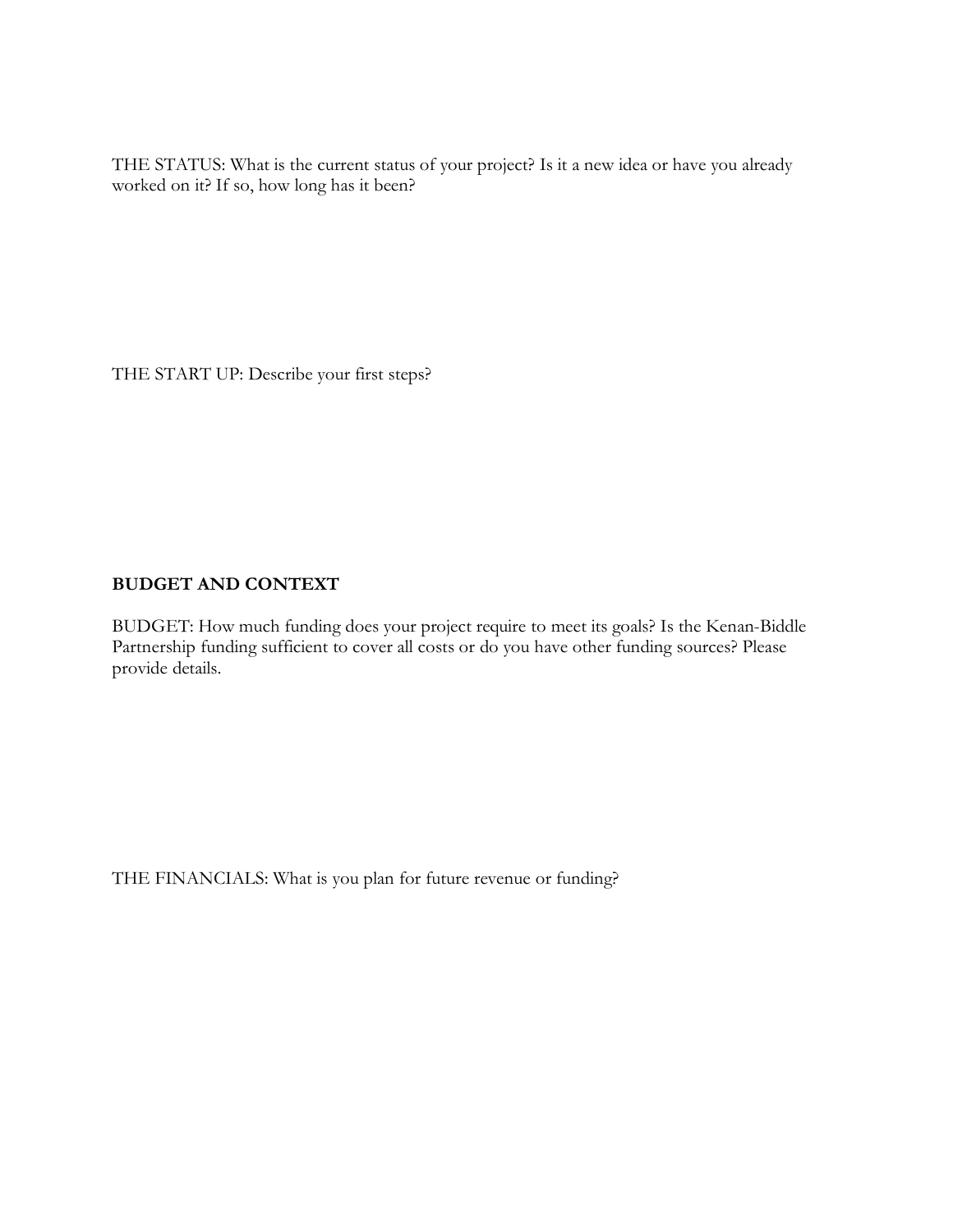THE STATUS: What is the current status of your project? Is it a new idea or have you already worked on it? If so, how long has it been?

THE START UP: Describe your first steps?

**BUDGET AND CONTEXT**

BUDGET: How much funding does your project require to meet its goals? Is the Kenan-Biddle Partnership funding sufficient to cover all costs or do you have other funding sources? Please provide details.

THE FINANCIALS: What is you plan for future revenue or funding?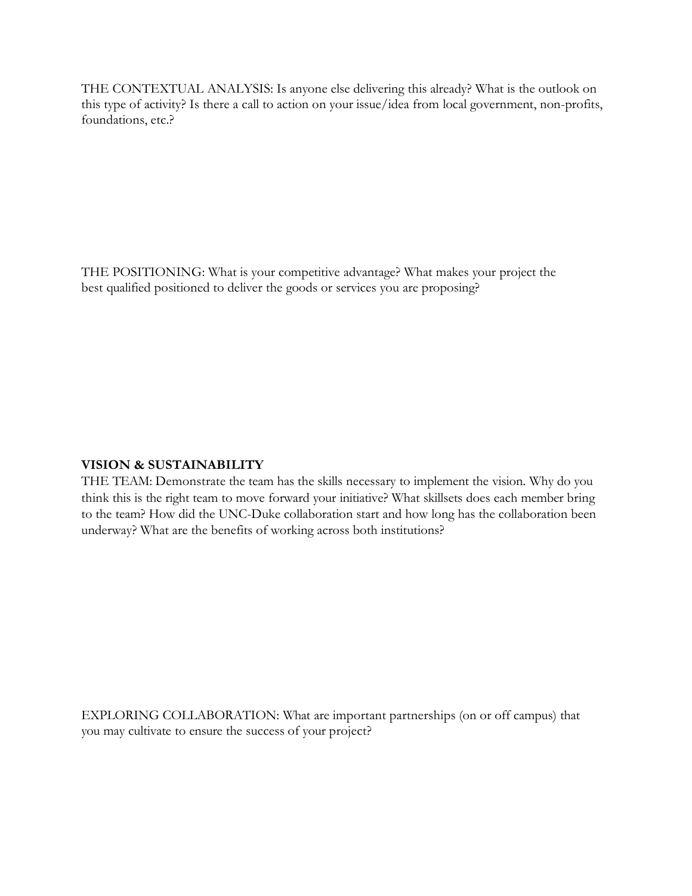THE CONTEXTUAL ANALYSIS: Is anyone else delivering this already? What is the outlook on this type of activity? Is there a call to action on your issue/idea from local government, non-profits, foundations, etc.?

THE POSITIONING: What is your competitive advantage? What makes your project the best qualified positioned to deliver the goods or services you are proposing?

**VISION & SUSTAINABILITY**

THE TEAM: Demonstrate the team has the skills necessary to implement the vision. Why do you think this is the right team to move forward your initiative? What skillsets does each member bring to the team? How did the UNC-Duke collaboration start and how long has the collaboration been underway? What are the benefits of working across both institutions?

EXPLORING COLLABORATION: What are important partnerships (on or off campus) that you may cultivate to ensure the success of your project?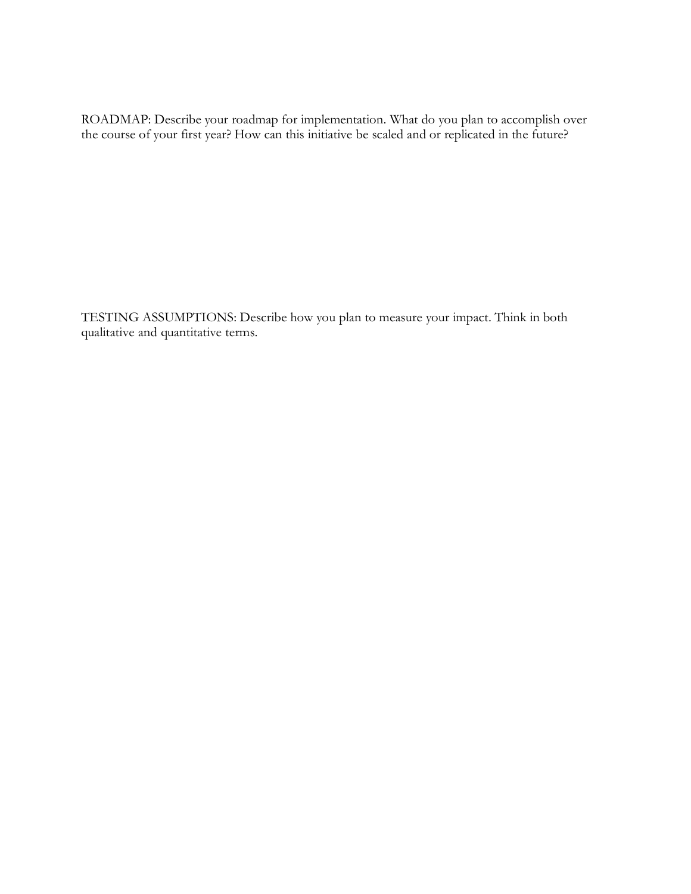ROADMAP: Describe your roadmap for implementation. What do you plan to accomplish over the course of your first year? How can this initiative be scaled and or replicated in the future?

TESTING ASSUMPTIONS: Describe how you plan to measure your impact. Think in both qualitative and quantitative terms.